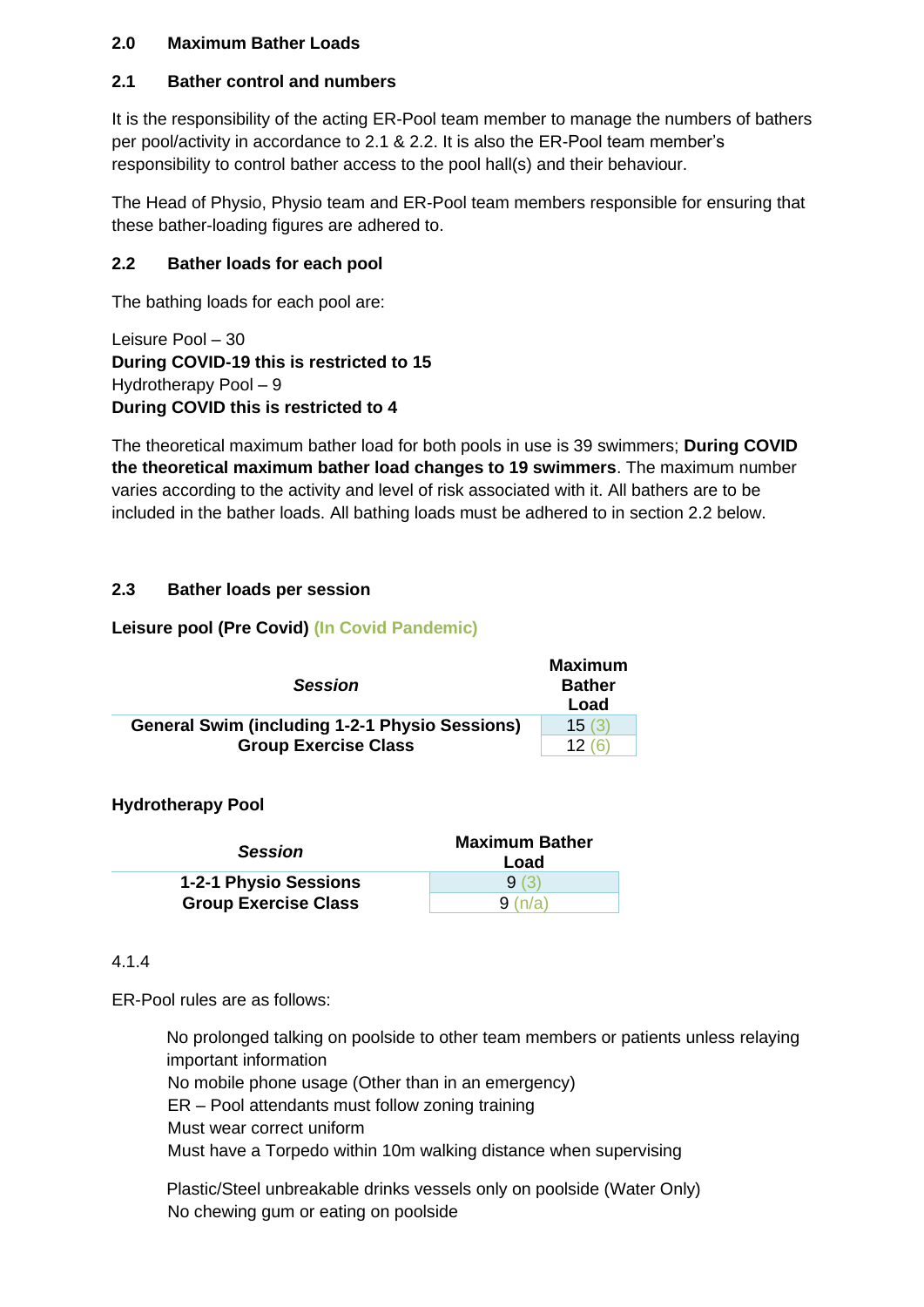## 2.0 Maximum Bather Loads

### 2.1 Bather control and numbers

It is the responsibility of the acting ER-Pool team member to manage the numbers of bathers per pool/activity in accordance to 2.1 & 2.2. It is also the ER-Pool team member's responsibility to control bather access to the pool hall(s) and their behaviour.

The Head of Physio, Physio team and ER-Pool team members responsible for ensuring that these bather-loading figures are adhered to.

### 2.2 Bather loads for each pool

The bathing loads for each pool are:

Leisure Pool – 30
**During COVID-19 this is restricted to 15**
Hydrotherapy Pool – 9
**During COVID this is restricted to 4**

The theoretical maximum bather load for both pools in use is 39 swimmers; **During COVID the theoretical maximum bather load changes to 19 swimmers**. The maximum number varies according to the activity and level of risk associated with it. All bathers are to be included in the bather loads. All bathing loads must be adhered to in section 2.2 below.

### 2.3 Bather loads per session

**Leisure pool (Pre Covid) (In Covid Pandemic)**

| *Session* | Maximum Bather Load |
|---|---|
| **General Swim (including 1-2-1 Physio Sessions)** | 15 (3) |
| **Group Exercise Class** | 12 (6) |

**Hydrotherapy Pool**

| *Session* | Maximum Bather Load |
|---|---|
| **1-2-1 Physio Sessions** | 9 (3) |
| **Group Exercise Class** | 9 (n/a) |

4.1.4

ER-Pool rules are as follows:

No prolonged talking on poolside to other team members or patients unless relaying important information
No mobile phone usage (Other than in an emergency)
ER – Pool attendants must follow zoning training
Must wear correct uniform
Must have a Torpedo within 10m walking distance when supervising

Plastic/Steel unbreakable drinks vessels only on poolside (Water Only)
No chewing gum or eating on poolside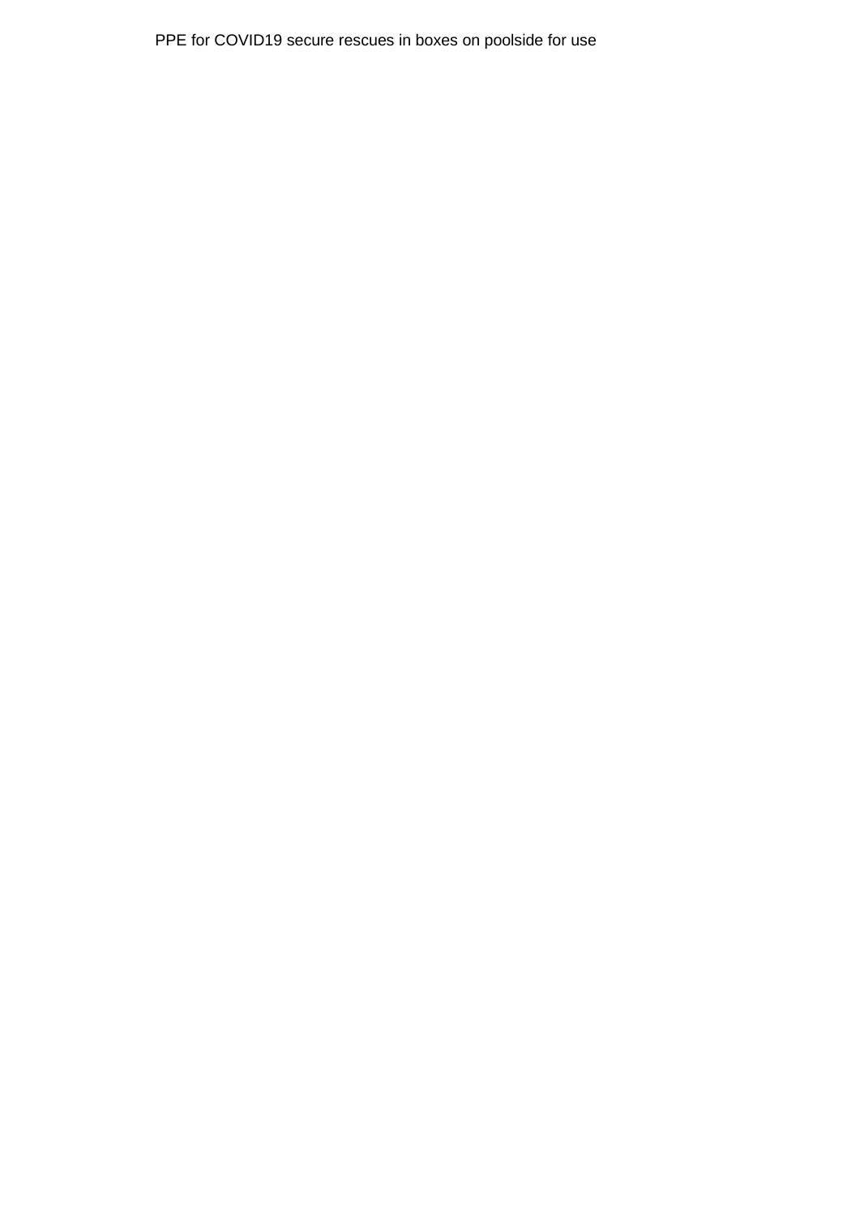PPE for COVID19 secure rescues in boxes on poolside for use